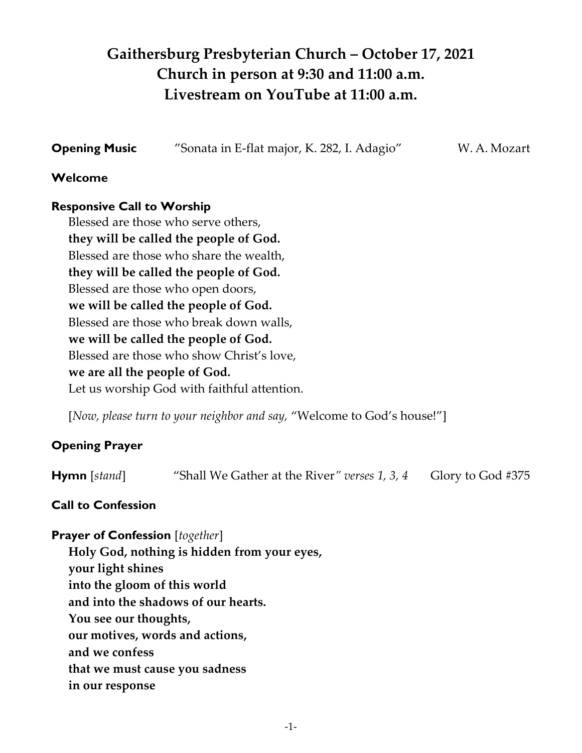# Gaithersburg Presbyterian Church – October 17, 2021
# Church in person at 9:30 and 11:00 a.m.
# Livestream on YouTube at 11:00 a.m.

**Opening Music** "Sonata in E-flat major, K. 282, I. Adagio" W. A. Mozart

**Welcome**

**Responsive Call to Worship**

Blessed are those who serve others,
**they will be called the people of God.**
Blessed are those who share the wealth,
**they will be called the people of God.**
Blessed are those who open doors,
**we will be called the people of God.**
Blessed are those who break down walls,
**we will be called the people of God.**
Blessed are those who show Christ's love,
**we are all the people of God.**
Let us worship God with faithful attention.

[*Now, please turn to your neighbor and say,* "Welcome to God's house!"]

**Opening Prayer**

**Hymn** [*stand*] "Shall We Gather at the River*" verses 1, 3, 4* Glory to God #375

**Call to Confession**

**Prayer of Confession** [*together*]

**Holy God, nothing is hidden from your eyes,**
**your light shines**
**into the gloom of this world**
**and into the shadows of our hearts.**
**You see our thoughts,**
**our motives, words and actions,**
**and we confess**
**that we must cause you sadness**
**in our response**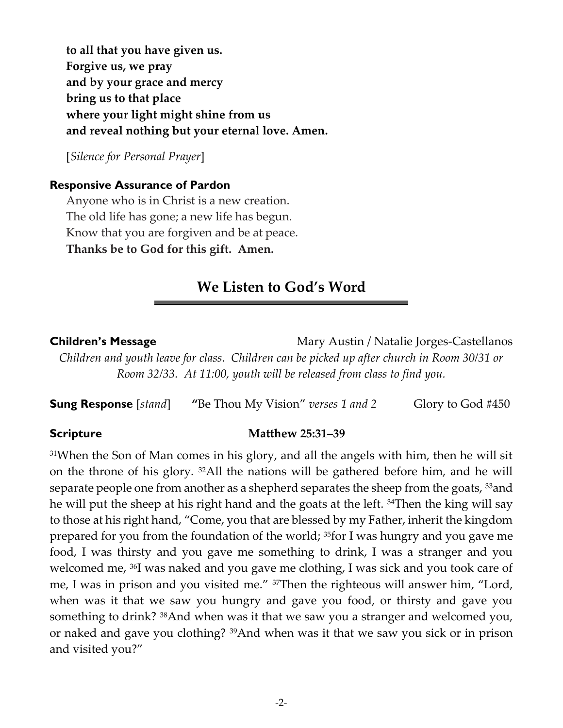**to all that you have given us.**
**Forgive us, we pray**
**and by your grace and mercy**
**bring us to that place**
**where your light might shine from us**
**and reveal nothing but your eternal love. Amen.**

[*Silence for Personal Prayer*]

**Responsive Assurance of Pardon**

Anyone who is in Christ is a new creation.
The old life has gone; a new life has begun.
Know that you are forgiven and be at peace.
**Thanks be to God for this gift. Amen.**

## We Listen to God's Word

**Children's Message** Mary Austin / Natalie Jorges-Castellanos

*Children and youth leave for class. Children can be picked up after church in Room 30/31 or Room 32/33. At 11:00, youth will be released from class to find you.*

**Sung Response** [*stand*] **"**Be Thou My Vision" *verses 1 and 2* Glory to God #450

**Scripture** **Matthew 25:31–39**

[31]When the Son of Man comes in his glory, and all the angels with him, then he will sit on the throne of his glory. [32]All the nations will be gathered before him, and he will separate people one from another as a shepherd separates the sheep from the goats, [33]and he will put the sheep at his right hand and the goats at the left. [34]Then the king will say to those at his right hand, "Come, you that are blessed by my Father, inherit the kingdom prepared for you from the foundation of the world; [35]for I was hungry and you gave me food, I was thirsty and you gave me something to drink, I was a stranger and you welcomed me, [36]I was naked and you gave me clothing, I was sick and you took care of me, I was in prison and you visited me." [37]Then the righteous will answer him, "Lord, when was it that we saw you hungry and gave you food, or thirsty and gave you something to drink? [38]And when was it that we saw you a stranger and welcomed you, or naked and gave you clothing? [39]And when was it that we saw you sick or in prison and visited you?"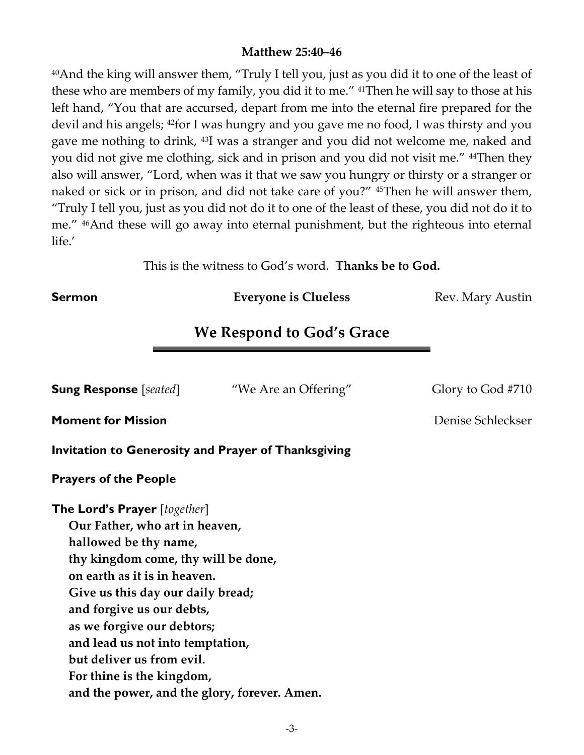**Matthew 25:40–46**

[40]And the king will answer them, "Truly I tell you, just as you did it to one of the least of these who are members of my family, you did it to me." [41]Then he will say to those at his left hand, "You that are accursed, depart from me into the eternal fire prepared for the devil and his angels; [42]for I was hungry and you gave me no food, I was thirsty and you gave me nothing to drink, [43]I was a stranger and you did not welcome me, naked and you did not give me clothing, sick and in prison and you did not visit me." [44]Then they also will answer, "Lord, when was it that we saw you hungry or thirsty or a stranger or naked or sick or in prison, and did not take care of you?" [45]Then he will answer them, "Truly I tell you, just as you did not do it to one of the least of these, you did not do it to me." [46]And these will go away into eternal punishment, but the righteous into eternal life.'

This is the witness to God's word. **Thanks be to God.**

**Sermon** **Everyone is Clueless** Rev. Mary Austin

## We Respond to God's Grace

**Sung Response** [*seated*] "We Are an Offering" Glory to God #710

**Moment for Mission** Denise Schleckser

**Invitation to Generosity and Prayer of Thanksgiving**

**Prayers of the People**

**The Lord's Prayer** [*together*]
**Our Father, who art in heaven,**
**hallowed be thy name,**
**thy kingdom come, thy will be done,**
**on earth as it is in heaven.**
**Give us this day our daily bread;**
**and forgive us our debts,**
**as we forgive our debtors;**
**and lead us not into temptation,**
**but deliver us from evil.**
**For thine is the kingdom,**
**and the power, and the glory, forever. Amen.**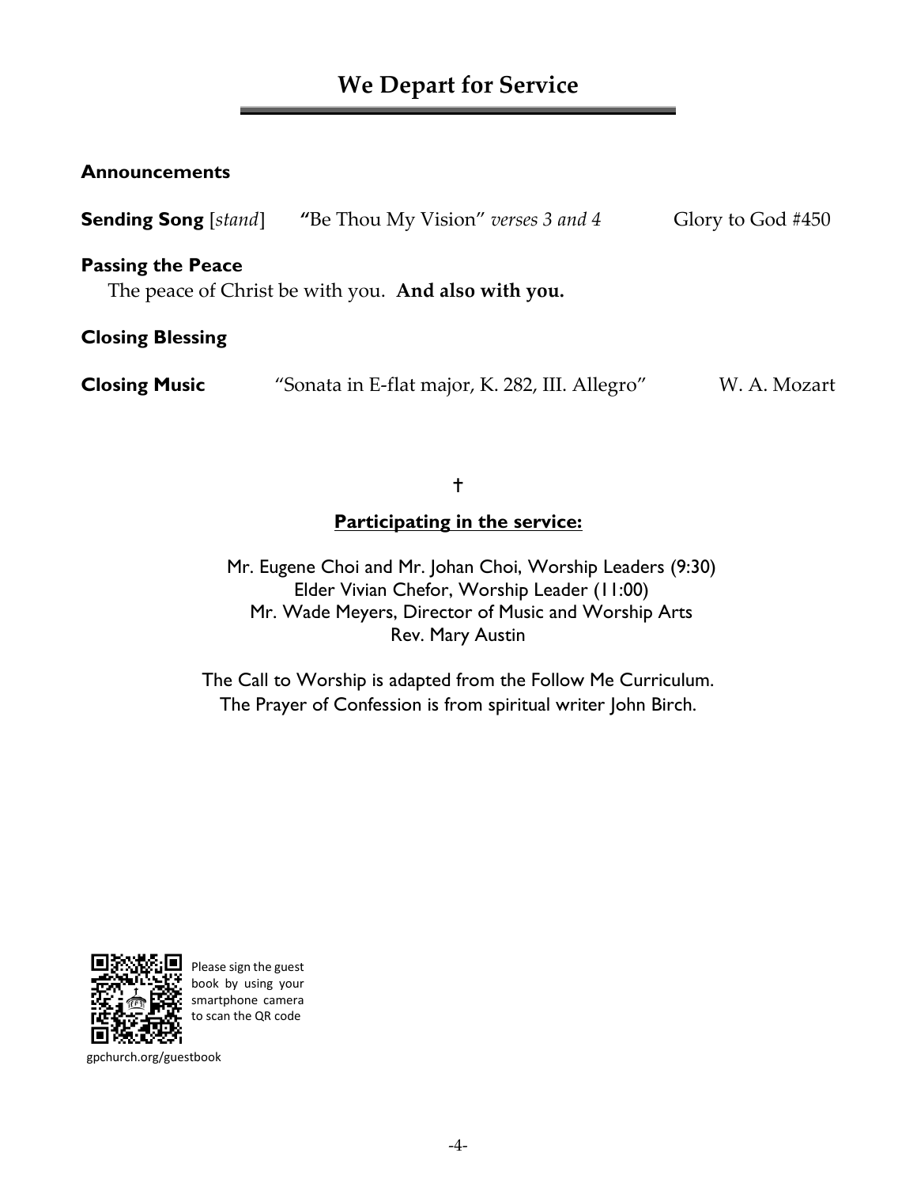# We Depart for Service

**Announcements**

**Sending Song** [*stand*] **"**Be Thou My Vision" *verses 3 and 4* Glory to God #450

**Passing the Peace**

The peace of Christ be with you. **And also with you.**

**Closing Blessing**

**Closing Music** "Sonata in E-flat major, K. 282, III. Allegro" W. A. Mozart

†

**Participating in the service:**

Mr. Eugene Choi and Mr. Johan Choi, Worship Leaders (9:30)
Elder Vivian Chefor, Worship Leader (11:00)
Mr. Wade Meyers, Director of Music and Worship Arts
Rev. Mary Austin

The Call to Worship is adapted from the Follow Me Curriculum.
The Prayer of Confession is from spiritual writer John Birch.

Please sign the guest book by using your smartphone camera to scan the QR code

gpchurch.org/guestbook